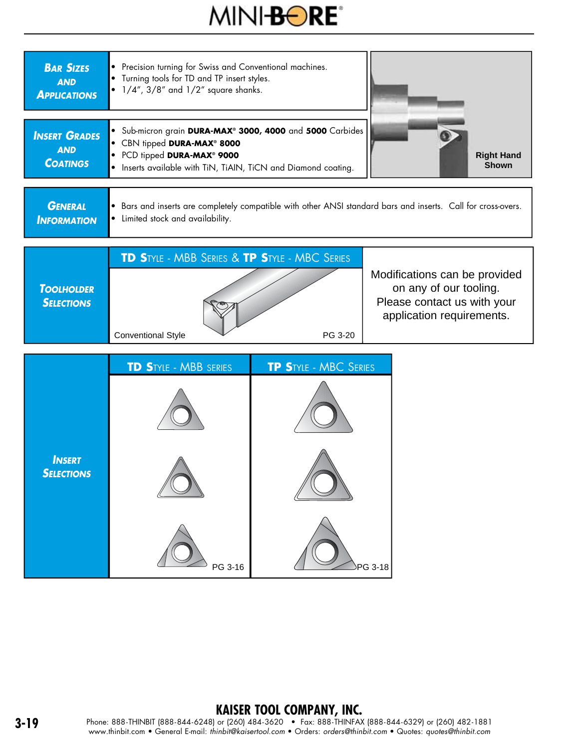# MINI-BORE®

## Bar Sizes and Applications

- Precision turning for Swiss and Conventional machines.
- Turning tools for TD and TP insert styles.
- 1/4", 3/8" and 1/2" square shanks.

Right Hand Shown

## Insert Grades and Coatings

- Sub-micron grain **DURA-MAX® 3000, 4000** and **5000** Carbides
- CBN tipped **DURA-MAX® 8000**
- PCD tipped **DURA-MAX® 9000**
- Inserts available with TiN, TiAlN, TiCN and Diamond coating.

## General Information

- Bars and inserts are completely compatible with other ANSI standard bars and inserts. Call for cross-overs.
- Limited stock and availability.

## Toolholder Selections

**TD Style** - MBB Series & **TP Style** - MBC Series

Conventional Style — PG 3-20

Modifications can be provided on any of our tooling. Please contact us with your application requirements.

## Insert Selections

| **TD Style** - MBB Series | **TP Style** - MBC Series |
|---|---|
| PG 3-16 | PG 3-18 |

**KAISER TOOL COMPANY, INC.**

Phone: 888-THINBIT (888-844-6248) or (260) 484-3620 • Fax: 888-THINFAX (888-844-6329) or (260) 482-1881
www.thinbit.com • General E-mail: *thinbit@kaisertool.com* • Orders: *orders@thinbit.com* • Quotes: *quotes@thinbit.com*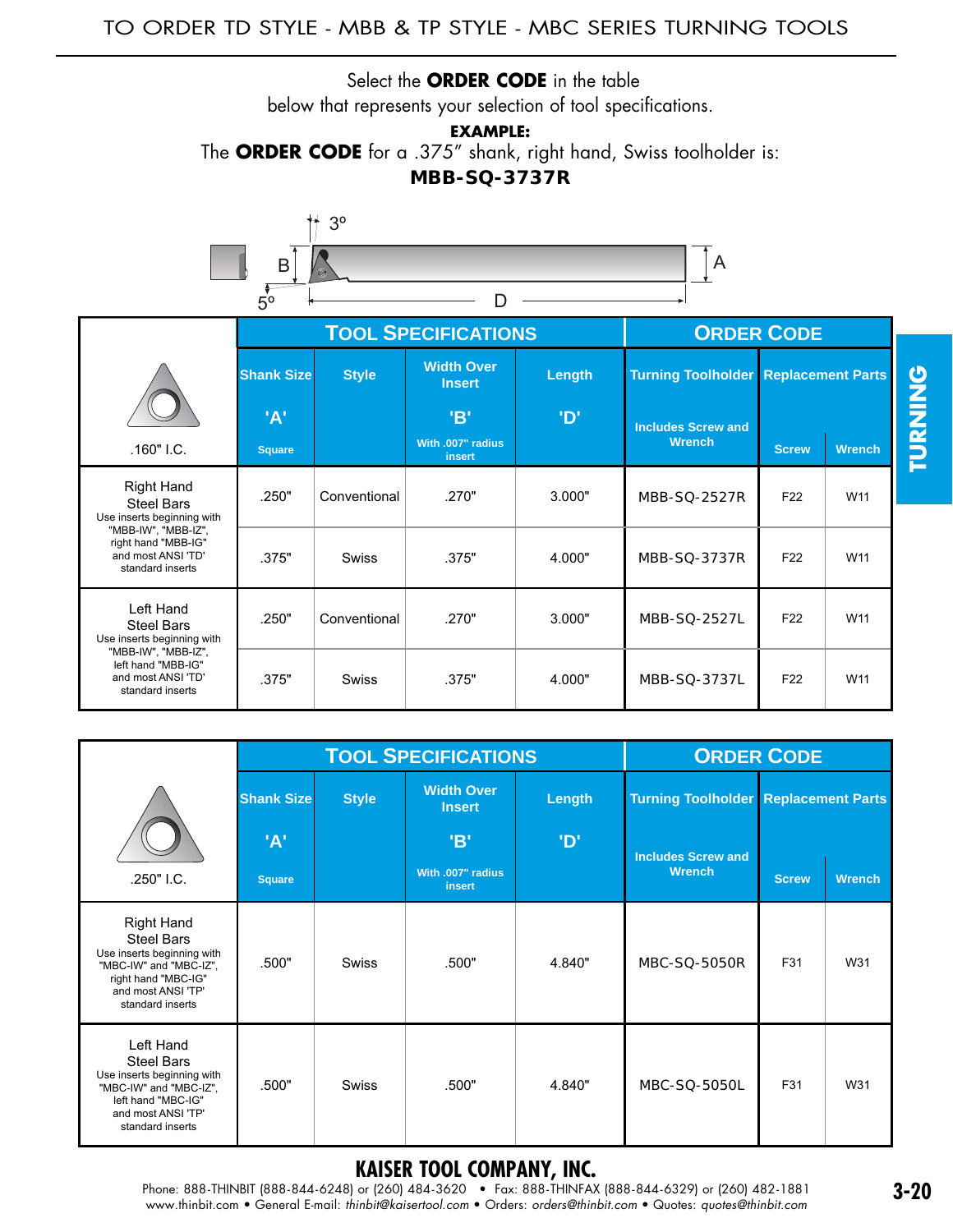# TO ORDER TD STYLE - MBB & TP STYLE - MBC SERIES TURNING TOOLS

Select the **ORDER CODE** in the table below that represents your selection of tool specifications.

**EXAMPLE:**
The **ORDER CODE** for a .375" shank, right hand, Swiss toolholder is:
**MBB-SQ-3737R**

3°
B
A
5°
D

| .160" I.C. | TOOL SPECIFICATIONS | | | | ORDER CODE | | |
|---|---|---|---|---|---|---|---|
| | Shank Size 'A' Square | Style | Width Over Insert 'B' With .007" radius insert | Length 'D' | Turning Toolholder Includes Screw and Wrench | Replacement Parts Screw | Replacement Parts Wrench |
| Right Hand Steel Bars Use inserts beginning with "MBB-IW", "MBB-IZ", right hand "MBB-IG" and most ANSI 'TD' standard inserts | .250" | Conventional | .270" | 3.000" | MBB-SQ-2527R | F22 | W11 |
| | .375" | Swiss | .375" | 4.000" | MBB-SQ-3737R | F22 | W11 |
| Left Hand Steel Bars Use inserts beginning with "MBB-IW", "MBB-IZ", left hand "MBB-IG" and most ANSI 'TD' standard inserts | .250" | Conventional | .270" | 3.000" | MBB-SQ-2527L | F22 | W11 |
| | .375" | Swiss | .375" | 4.000" | MBB-SQ-3737L | F22 | W11 |

| .250" I.C. | TOOL SPECIFICATIONS | | | | ORDER CODE | | |
|---|---|---|---|---|---|---|---|
| | Shank Size 'A' Square | Style | Width Over Insert 'B' With .007" radius insert | Length 'D' | Turning Toolholder Includes Screw and Wrench | Replacement Parts Screw | Replacement Parts Wrench |
| Right Hand Steel Bars Use inserts beginning with "MBC-IW" and "MBC-IZ", right hand "MBC-IG" and most ANSI 'TP' standard inserts | .500" | Swiss | .500" | 4.840" | MBC-SQ-5050R | F31 | W31 |
| Left Hand Steel Bars Use inserts beginning with "MBC-IW" and "MBC-IZ", left hand "MBC-IG" and most ANSI 'TP' standard inserts | .500" | Swiss | .500" | 4.840" | MBC-SQ-5050L | F31 | W31 |

TURNING

**KAISER TOOL COMPANY, INC.**
Phone: 888-THINBIT (888-844-6248) or (260) 484-3620 • Fax: 888-THINFAX (888-844-6329) or (260) 482-1881
www.thinbit.com • General E-mail: *thinbit@kaisertool.com* • Orders: *orders@thinbit.com* • Quotes: *quotes@thinbit.com*